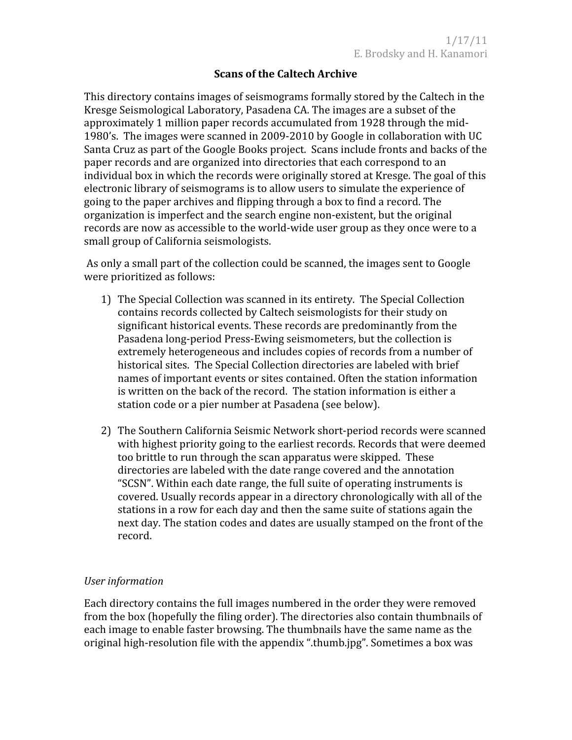1/17/11
E. Brodsky and H. Kanamori

# Scans of the Caltech Archive

This directory contains images of seismograms formally stored by the Caltech in the Kresge Seismological Laboratory, Pasadena CA. The images are a subset of the approximately 1 million paper records accumulated from 1928 through the mid-1980's. The images were scanned in 2009-2010 by Google in collaboration with UC Santa Cruz as part of the Google Books project. Scans include fronts and backs of the paper records and are organized into directories that each correspond to an individual box in which the records were originally stored at Kresge. The goal of this electronic library of seismograms is to allow users to simulate the experience of going to the paper archives and flipping through a box to find a record. The organization is imperfect and the search engine non-existent, but the original records are now as accessible to the world-wide user group as they once were to a small group of California seismologists.

As only a small part of the collection could be scanned, the images sent to Google were prioritized as follows:

1) The Special Collection was scanned in its entirety. The Special Collection contains records collected by Caltech seismologists for their study on significant historical events. These records are predominantly from the Pasadena long-period Press-Ewing seismometers, but the collection is extremely heterogeneous and includes copies of records from a number of historical sites. The Special Collection directories are labeled with brief names of important events or sites contained. Often the station information is written on the back of the record. The station information is either a station code or a pier number at Pasadena (see below).

2) The Southern California Seismic Network short-period records were scanned with highest priority going to the earliest records. Records that were deemed too brittle to run through the scan apparatus were skipped. These directories are labeled with the date range covered and the annotation "SCSN". Within each date range, the full suite of operating instruments is covered. Usually records appear in a directory chronologically with all of the stations in a row for each day and then the same suite of stations again the next day. The station codes and dates are usually stamped on the front of the record.

*User information*

Each directory contains the full images numbered in the order they were removed from the box (hopefully the filing order). The directories also contain thumbnails of each image to enable faster browsing. The thumbnails have the same name as the original high-resolution file with the appendix ".thumb.jpg". Sometimes a box was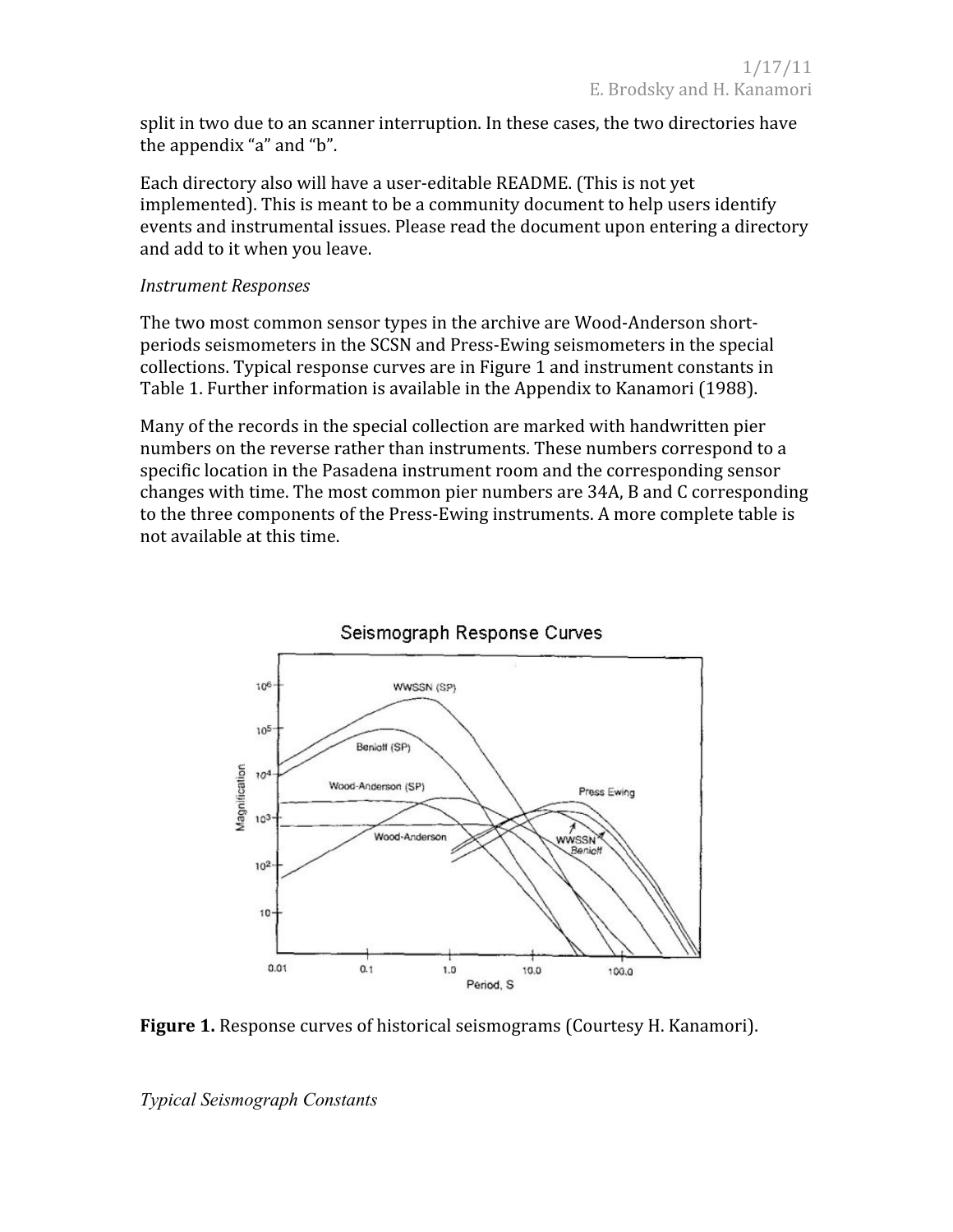split in two due to an scanner interruption. In these cases, the two directories have the appendix "a" and "b".

Each directory also will have a user-editable README. (This is not yet implemented). This is meant to be a community document to help users identify events and instrumental issues. Please read the document upon entering a directory and add to it when you leave.

*Instrument Responses*

The two most common sensor types in the archive are Wood-Anderson short-periods seismometers in the SCSN and Press-Ewing seismometers in the special collections. Typical response curves are in Figure 1 and instrument constants in Table 1. Further information is available in the Appendix to Kanamori (1988).

Many of the records in the special collection are marked with handwritten pier numbers on the reverse rather than instruments. These numbers correspond to a specific location in the Pasadena instrument room and the corresponding sensor changes with time. The most common pier numbers are 34A, B and C corresponding to the three components of the Press-Ewing instruments. A more complete table is not available at this time.

**Figure 1.** Response curves of historical seismograms (Courtesy H. Kanamori).

*Typical Seismograph Constants*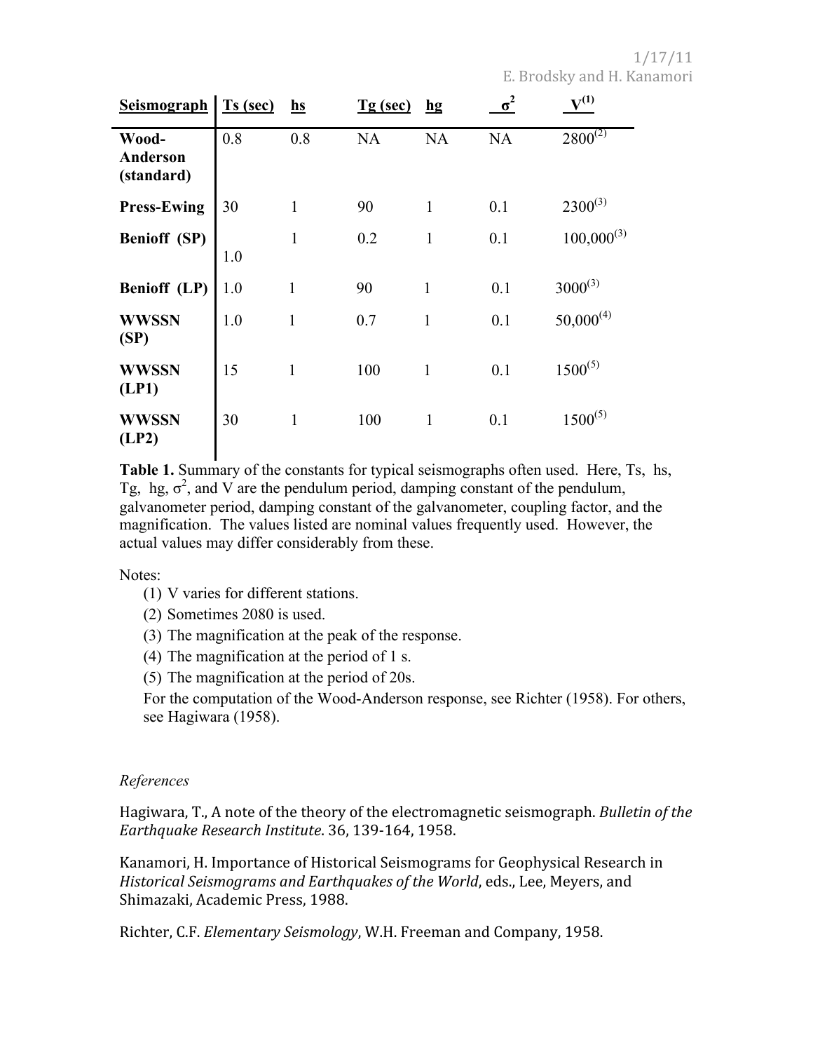| Seismograph | Ts (sec) | hs | Tg (sec) | hg | $\sigma^2$ | V[(1)] |
|---|---|---|---|---|---|---|
| **Wood-Anderson (standard)** | 0.8 | 0.8 | NA | NA | NA | 2800[(2)] |
| **Press-Ewing** | 30 | 1 | 90 | 1 | 0.1 | 2300[(3)] |
| **Benioff (SP)** | 1.0 | 1 | 0.2 | 1 | 0.1 | 100,000[(3)] |
| **Benioff (LP)** | 1.0 | 1 | 90 | 1 | 0.1 | 3000[(3)] |
| **WWSSN (SP)** | 1.0 | 1 | 0.7 | 1 | 0.1 | 50,000[(4)] |
| **WWSSN (LP1)** | 15 | 1 | 100 | 1 | 0.1 | 1500[(5)] |
| **WWSSN (LP2)** | 30 | 1 | 100 | 1 | 0.1 | 1500[(5)] |

**Table 1.** Summary of the constants for typical seismographs often used. Here, Ts, hs, Tg, hg, $\sigma^2$, and V are the pendulum period, damping constant of the pendulum, galvanometer period, damping constant of the galvanometer, coupling factor, and the magnification. The values listed are nominal values frequently used. However, the actual values may differ considerably from these.

Notes:

1. V varies for different stations.
2. Sometimes 2080 is used.
3. The magnification at the peak of the response.
4. The magnification at the period of 1 s.
5. The magnification at the period of 20s.

For the computation of the Wood-Anderson response, see Richter (1958). For others, see Hagiwara (1958).

*References*

Hagiwara, T., A note of the theory of the electromagnetic seismograph. *Bulletin of the Earthquake Research Institute*. 36, 139-164, 1958.

Kanamori, H. Importance of Historical Seismograms for Geophysical Research in *Historical Seismograms and Earthquakes of the World*, eds., Lee, Meyers, and Shimazaki, Academic Press, 1988.

Richter, C.F. *Elementary Seismology*, W.H. Freeman and Company, 1958.